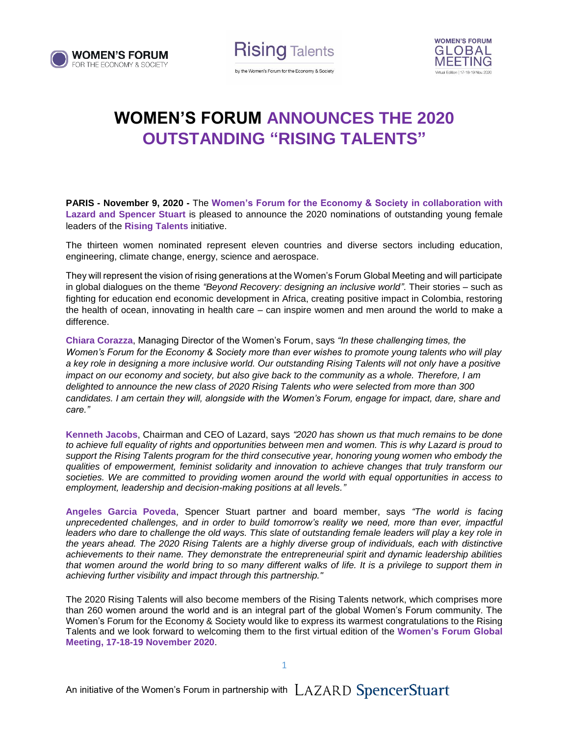# WOMEN'S FORUM ANNOUNCES THE 2020 OUTSTANDING "RISING TALENTS"

**PARIS - November 9, 2020 -** The **Women's Forum for the Economy & Society in collaboration with Lazard and Spencer Stuart** is pleased to announce the 2020 nominations of outstanding young female leaders of the **Rising Talents** initiative.

The thirteen women nominated represent eleven countries and diverse sectors including education, engineering, climate change, energy, science and aerospace.

They will represent the vision of rising generations at the Women's Forum Global Meeting and will participate in global dialogues on the theme *"Beyond Recovery: designing an inclusive world".* Their stories – such as fighting for education end economic development in Africa, creating positive impact in Colombia, restoring the health of ocean, innovating in health care – can inspire women and men around the world to make a difference.

**Chiara Corazza**, Managing Director of the Women's Forum, says *"In these challenging times, the Women's Forum for the Economy & Society more than ever wishes to promote young talents who will play a key role in designing a more inclusive world. Our outstanding Rising Talents will not only have a positive impact on our economy and society, but also give back to the community as a whole. Therefore, I am delighted to announce the new class of 2020 Rising Talents who were selected from more than 300 candidates. I am certain they will, alongside with the Women's Forum, engage for impact, dare, share and care."*

**Kenneth Jacobs**, Chairman and CEO of Lazard, says *"2020 has shown us that much remains to be done to achieve full equality of rights and opportunities between men and women. This is why Lazard is proud to support the Rising Talents program for the third consecutive year, honoring young women who embody the qualities of empowerment, feminist solidarity and innovation to achieve changes that truly transform our societies. We are committed to providing women around the world with equal opportunities in access to employment, leadership and decision-making positions at all levels."*

**Angeles Garcia Poveda**, Spencer Stuart partner and board member, says *"The world is facing unprecedented challenges, and in order to build tomorrow's reality we need, more than ever, impactful leaders who dare to challenge the old ways. This slate of outstanding female leaders will play a key role in the years ahead. The 2020 Rising Talents are a highly diverse group of individuals, each with distinctive achievements to their name. They demonstrate the entrepreneurial spirit and dynamic leadership abilities that women around the world bring to so many different walks of life. It is a privilege to support them in achieving further visibility and impact through this partnership."*

The 2020 Rising Talents will also become members of the Rising Talents network, which comprises more than 260 women around the world and is an integral part of the global Women's Forum community. The Women's Forum for the Economy & Society would like to express its warmest congratulations to the Rising Talents and we look forward to welcoming them to the first virtual edition of the **Women's Forum Global Meeting, 17-18-19 November 2020**.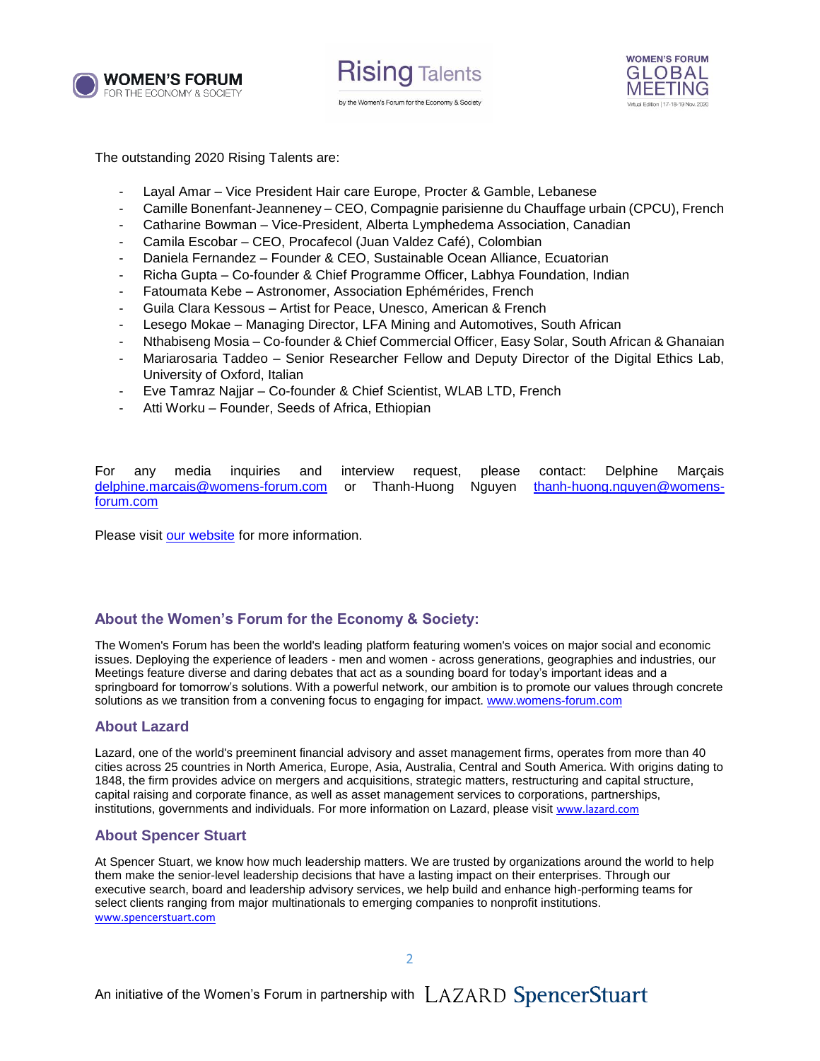The outstanding 2020 Rising Talents are:

- Layal Amar – Vice President Hair care Europe, Procter & Gamble, Lebanese
- Camille Bonenfant-Jeanneney – CEO, Compagnie parisienne du Chauffage urbain (CPCU), French
- Catharine Bowman – Vice-President, Alberta Lymphedema Association, Canadian
- Camila Escobar – CEO, Procafecol (Juan Valdez Café), Colombian
- Daniela Fernandez – Founder & CEO, Sustainable Ocean Alliance, Ecuatorian
- Richa Gupta – Co-founder & Chief Programme Officer, Labhya Foundation, Indian
- Fatoumata Kebe – Astronomer, Association Ephémérides, French
- Guila Clara Kessous – Artist for Peace, Unesco, American & French
- Lesego Mokae – Managing Director, LFA Mining and Automotives, South African
- Nthabiseng Mosia – Co-founder & Chief Commercial Officer, Easy Solar, South African & Ghanaian
- Mariarosaria Taddeo – Senior Researcher Fellow and Deputy Director of the Digital Ethics Lab, University of Oxford, Italian
- Eve Tamraz Najjar – Co-founder & Chief Scientist, WLAB LTD, French
- Atti Worku – Founder, Seeds of Africa, Ethiopian

For any media inquiries and interview request, please contact: Delphine Marçais delphine.marcais@womens-forum.com or Thanh-Huong Nguyen thanh-huong.nguyen@womens-forum.com

Please visit our website for more information.

### About the Women's Forum for the Economy & Society:

The Women's Forum has been the world's leading platform featuring women's voices on major social and economic issues. Deploying the experience of leaders - men and women - across generations, geographies and industries, our Meetings feature diverse and daring debates that act as a sounding board for today's important ideas and a springboard for tomorrow's solutions. With a powerful network, our ambition is to promote our values through concrete solutions as we transition from a convening focus to engaging for impact. www.womens-forum.com

### About Lazard

Lazard, one of the world's preeminent financial advisory and asset management firms, operates from more than 40 cities across 25 countries in North America, Europe, Asia, Australia, Central and South America. With origins dating to 1848, the firm provides advice on mergers and acquisitions, strategic matters, restructuring and capital structure, capital raising and corporate finance, as well as asset management services to corporations, partnerships, institutions, governments and individuals. For more information on Lazard, please visit www.lazard.com

### About Spencer Stuart

At Spencer Stuart, we know how much leadership matters. We are trusted by organizations around the world to help them make the senior-level leadership decisions that have a lasting impact on their enterprises. Through our executive search, board and leadership advisory services, we help build and enhance high-performing teams for select clients ranging from major multinationals to emerging companies to nonprofit institutions. www.spencerstuart.com

An initiative of the Women's Forum in partnership with LAZARD SpencerStuart